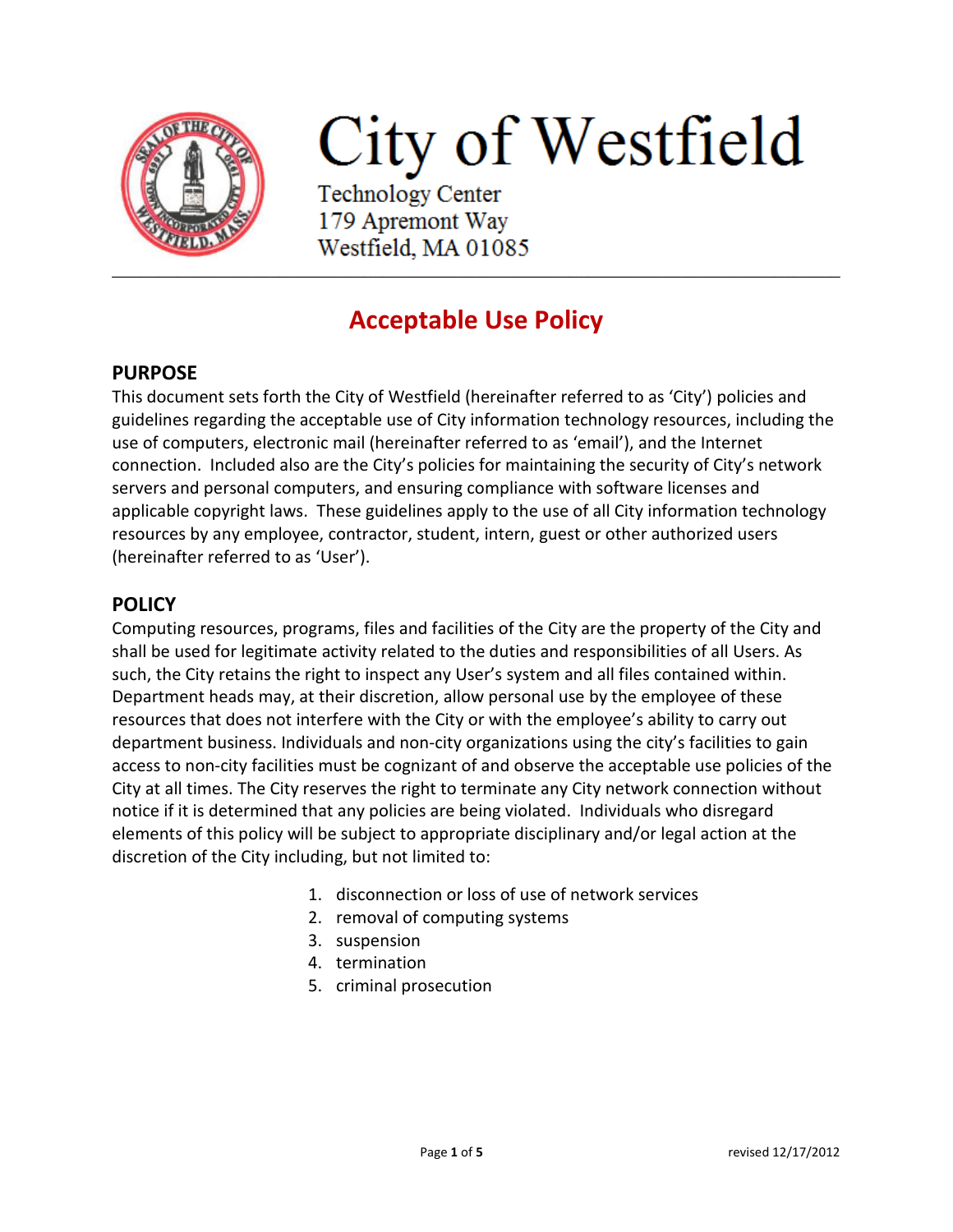# City of Westfield

Technology Center
179 Apremont Way
Westfield, MA 01085

## Acceptable Use Policy

### PURPOSE

This document sets forth the City of Westfield (hereinafter referred to as 'City') policies and guidelines regarding the acceptable use of City information technology resources, including the use of computers, electronic mail (hereinafter referred to as 'email'), and the Internet connection. Included also are the City's policies for maintaining the security of City's network servers and personal computers, and ensuring compliance with software licenses and applicable copyright laws. These guidelines apply to the use of all City information technology resources by any employee, contractor, student, intern, guest or other authorized users (hereinafter referred to as 'User').

### POLICY

Computing resources, programs, files and facilities of the City are the property of the City and shall be used for legitimate activity related to the duties and responsibilities of all Users. As such, the City retains the right to inspect any User's system and all files contained within. Department heads may, at their discretion, allow personal use by the employee of these resources that does not interfere with the City or with the employee's ability to carry out department business. Individuals and non-city organizations using the city's facilities to gain access to non-city facilities must be cognizant of and observe the acceptable use policies of the City at all times. The City reserves the right to terminate any City network connection without notice if it is determined that any policies are being violated. Individuals who disregard elements of this policy will be subject to appropriate disciplinary and/or legal action at the discretion of the City including, but not limited to:

1. disconnection or loss of use of network services
2. removal of computing systems
3. suspension
4. termination
5. criminal prosecution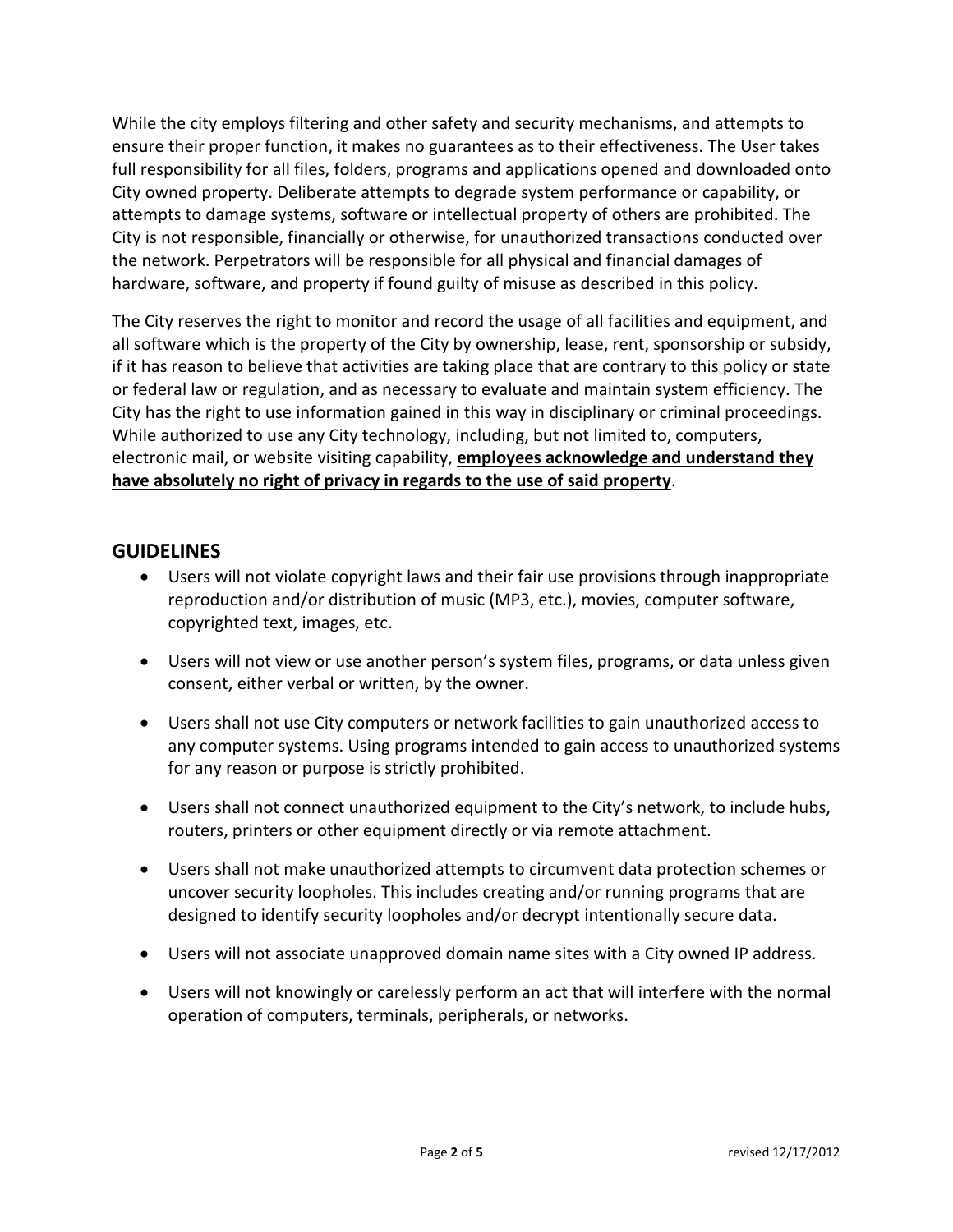While the city employs filtering and other safety and security mechanisms, and attempts to ensure their proper function, it makes no guarantees as to their effectiveness. The User takes full responsibility for all files, folders, programs and applications opened and downloaded onto City owned property. Deliberate attempts to degrade system performance or capability, or attempts to damage systems, software or intellectual property of others are prohibited. The City is not responsible, financially or otherwise, for unauthorized transactions conducted over the network. Perpetrators will be responsible for all physical and financial damages of hardware, software, and property if found guilty of misuse as described in this policy.

The City reserves the right to monitor and record the usage of all facilities and equipment, and all software which is the property of the City by ownership, lease, rent, sponsorship or subsidy, if it has reason to believe that activities are taking place that are contrary to this policy or state or federal law or regulation, and as necessary to evaluate and maintain system efficiency. The City has the right to use information gained in this way in disciplinary or criminal proceedings. While authorized to use any City technology, including, but not limited to, computers, electronic mail, or website visiting capability, **<u>employees acknowledge and understand they have absolutely no right of privacy in regards to the use of said property</u>**.

## GUIDELINES

- Users will not violate copyright laws and their fair use provisions through inappropriate reproduction and/or distribution of music (MP3, etc.), movies, computer software, copyrighted text, images, etc.
- Users will not view or use another person's system files, programs, or data unless given consent, either verbal or written, by the owner.
- Users shall not use City computers or network facilities to gain unauthorized access to any computer systems. Using programs intended to gain access to unauthorized systems for any reason or purpose is strictly prohibited.
- Users shall not connect unauthorized equipment to the City's network, to include hubs, routers, printers or other equipment directly or via remote attachment.
- Users shall not make unauthorized attempts to circumvent data protection schemes or uncover security loopholes. This includes creating and/or running programs that are designed to identify security loopholes and/or decrypt intentionally secure data.
- Users will not associate unapproved domain name sites with a City owned IP address.
- Users will not knowingly or carelessly perform an act that will interfere with the normal operation of computers, terminals, peripherals, or networks.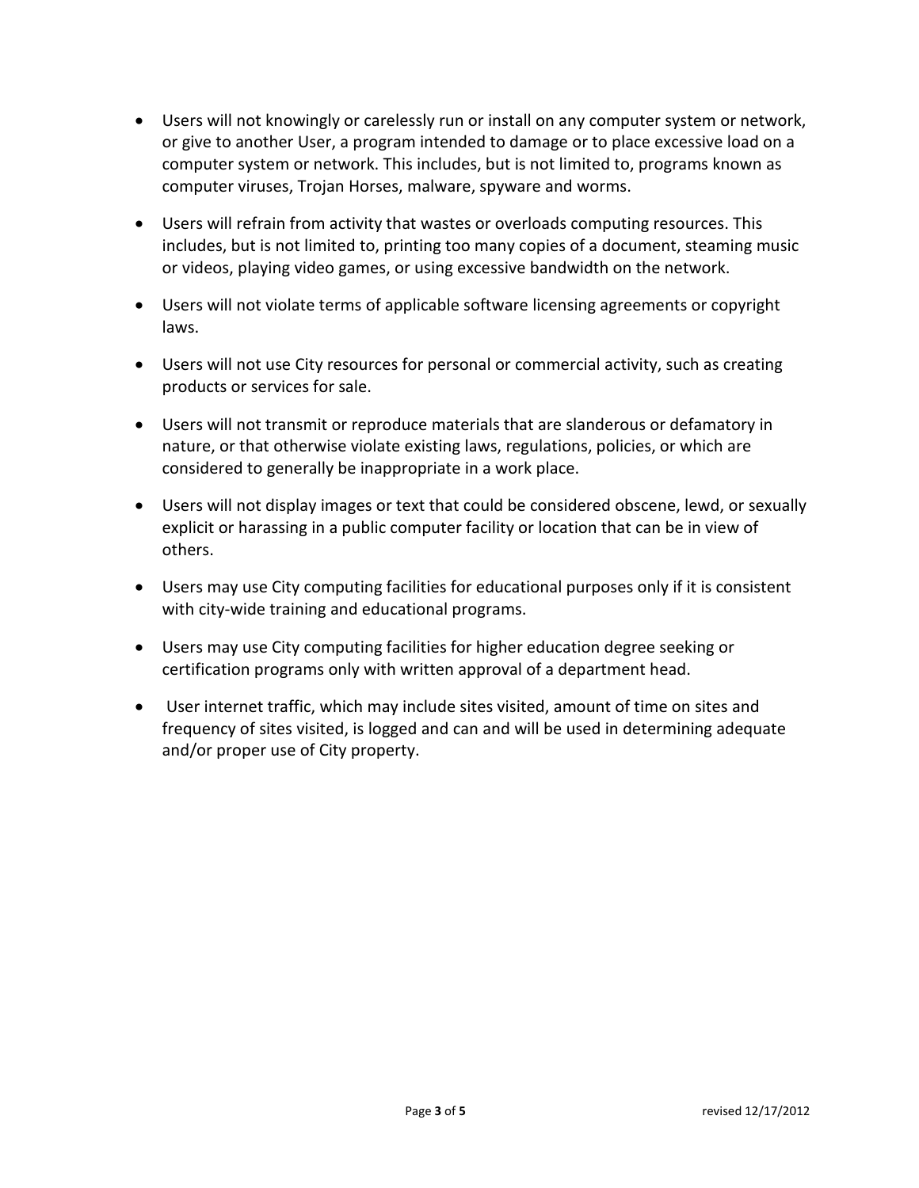- Users will not knowingly or carelessly run or install on any computer system or network, or give to another User, a program intended to damage or to place excessive load on a computer system or network. This includes, but is not limited to, programs known as computer viruses, Trojan Horses, malware, spyware and worms.
- Users will refrain from activity that wastes or overloads computing resources. This includes, but is not limited to, printing too many copies of a document, steaming music or videos, playing video games, or using excessive bandwidth on the network.
- Users will not violate terms of applicable software licensing agreements or copyright laws.
- Users will not use City resources for personal or commercial activity, such as creating products or services for sale.
- Users will not transmit or reproduce materials that are slanderous or defamatory in nature, or that otherwise violate existing laws, regulations, policies, or which are considered to generally be inappropriate in a work place.
- Users will not display images or text that could be considered obscene, lewd, or sexually explicit or harassing in a public computer facility or location that can be in view of others.
- Users may use City computing facilities for educational purposes only if it is consistent with city-wide training and educational programs.
- Users may use City computing facilities for higher education degree seeking or certification programs only with written approval of a department head.
- User internet traffic, which may include sites visited, amount of time on sites and frequency of sites visited, is logged and can and will be used in determining adequate and/or proper use of City property.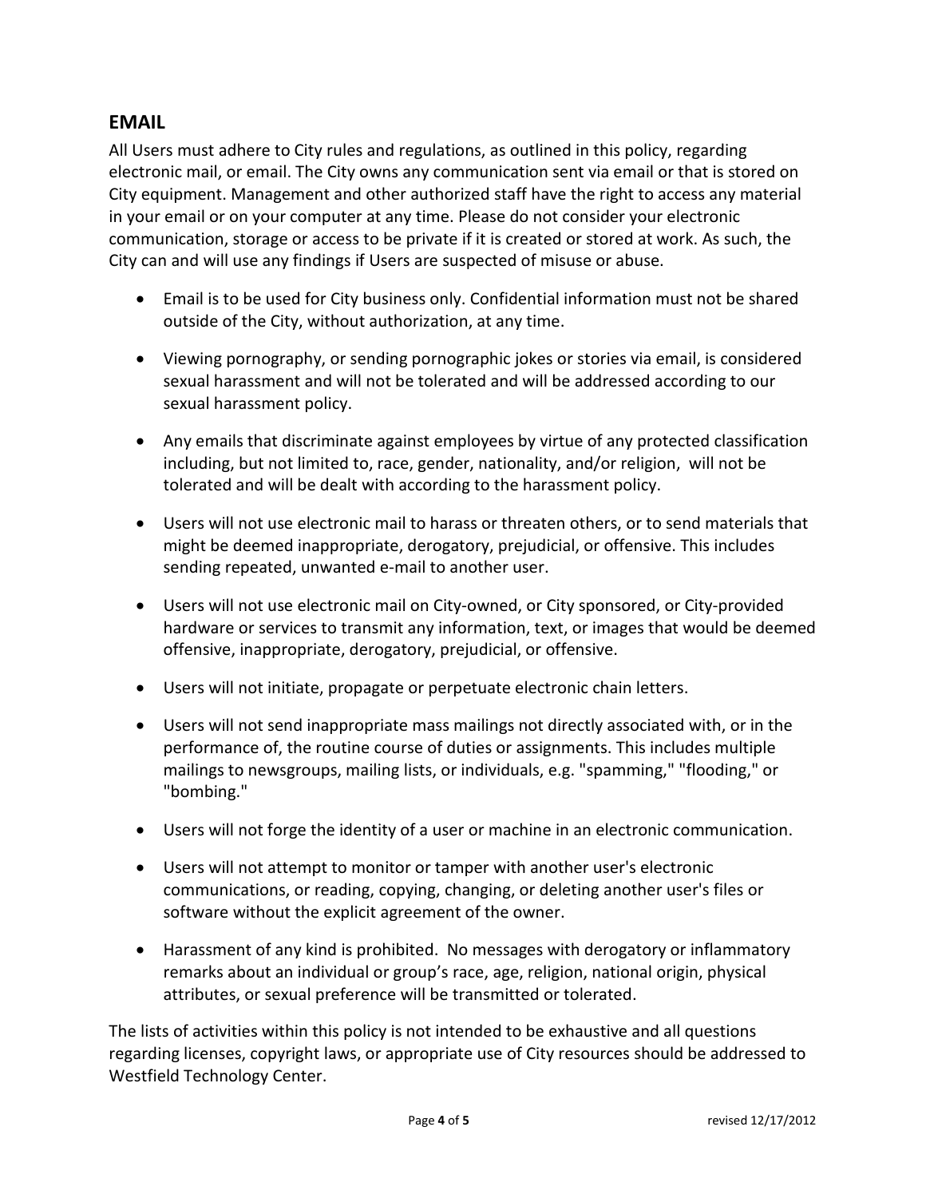## EMAIL

All Users must adhere to City rules and regulations, as outlined in this policy, regarding electronic mail, or email. The City owns any communication sent via email or that is stored on City equipment. Management and other authorized staff have the right to access any material in your email or on your computer at any time. Please do not consider your electronic communication, storage or access to be private if it is created or stored at work. As such, the City can and will use any findings if Users are suspected of misuse or abuse.

- Email is to be used for City business only. Confidential information must not be shared outside of the City, without authorization, at any time.
- Viewing pornography, or sending pornographic jokes or stories via email, is considered sexual harassment and will not be tolerated and will be addressed according to our sexual harassment policy.
- Any emails that discriminate against employees by virtue of any protected classification including, but not limited to, race, gender, nationality, and/or religion, will not be tolerated and will be dealt with according to the harassment policy.
- Users will not use electronic mail to harass or threaten others, or to send materials that might be deemed inappropriate, derogatory, prejudicial, or offensive. This includes sending repeated, unwanted e-mail to another user.
- Users will not use electronic mail on City-owned, or City sponsored, or City-provided hardware or services to transmit any information, text, or images that would be deemed offensive, inappropriate, derogatory, prejudicial, or offensive.
- Users will not initiate, propagate or perpetuate electronic chain letters.
- Users will not send inappropriate mass mailings not directly associated with, or in the performance of, the routine course of duties or assignments. This includes multiple mailings to newsgroups, mailing lists, or individuals, e.g. "spamming," "flooding," or "bombing."
- Users will not forge the identity of a user or machine in an electronic communication.
- Users will not attempt to monitor or tamper with another user's electronic communications, or reading, copying, changing, or deleting another user's files or software without the explicit agreement of the owner.
- Harassment of any kind is prohibited. No messages with derogatory or inflammatory remarks about an individual or group's race, age, religion, national origin, physical attributes, or sexual preference will be transmitted or tolerated.

The lists of activities within this policy is not intended to be exhaustive and all questions regarding licenses, copyright laws, or appropriate use of City resources should be addressed to Westfield Technology Center.

revised 12/17/2012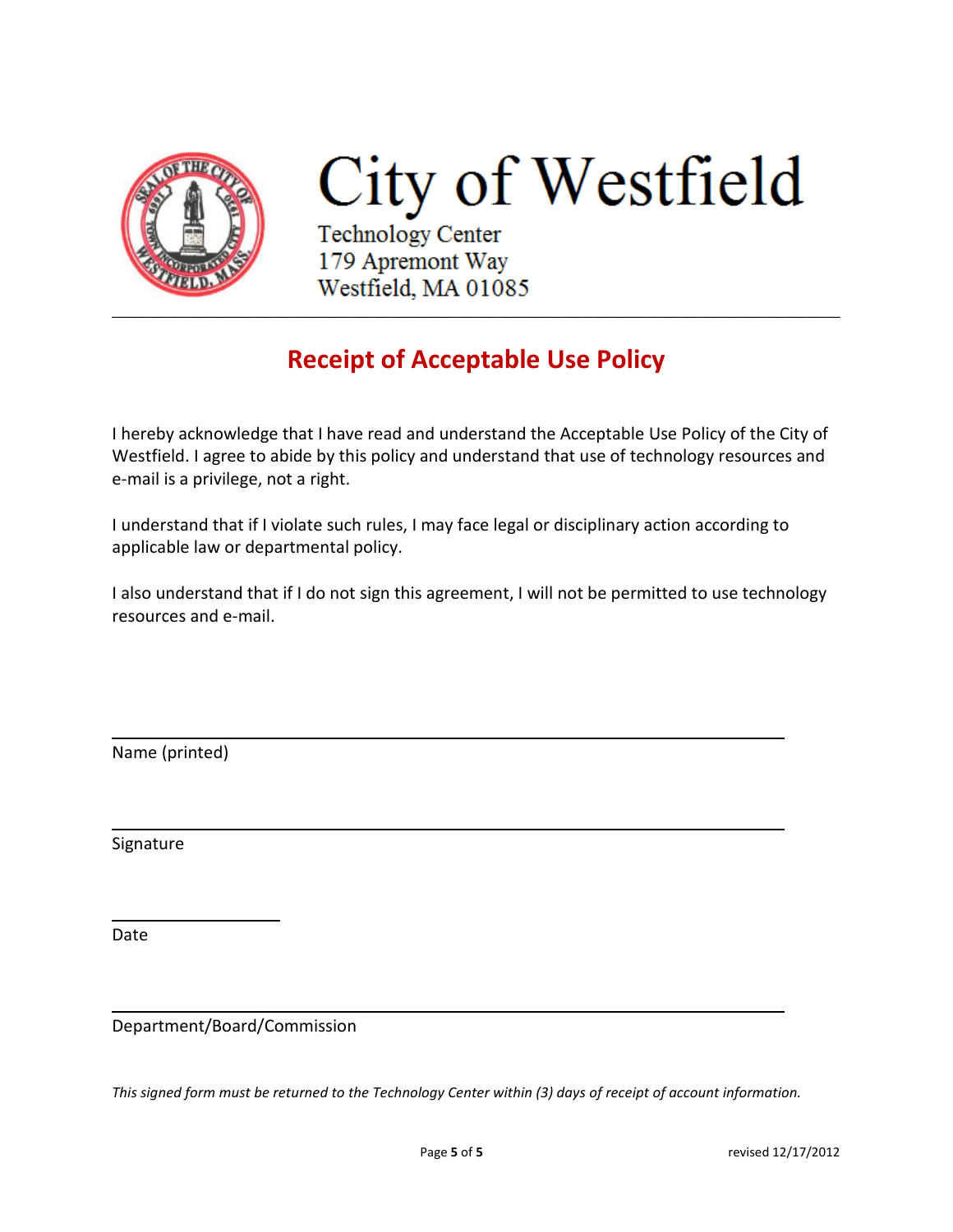# City of Westfield

Technology Center
179 Apremont Way
Westfield, MA 01085

---

## Receipt of Acceptable Use Policy

I hereby acknowledge that I have read and understand the Acceptable Use Policy of the City of Westfield. I agree to abide by this policy and understand that use of technology resources and e-mail is a privilege, not a right.

I understand that if I violate such rules, I may face legal or disciplinary action according to applicable law or departmental policy.

I also understand that if I do not sign this agreement, I will not be permitted to use technology resources and e-mail.

\_\_\_\_\_\_\_\_\_\_\_\_\_\_\_\_\_\_\_\_\_\_\_\_\_\_\_\_\_\_\_\_\_\_\_\_\_\_\_\_\_\_\_\_\_\_\_\_

Name (printed)

\_\_\_\_\_\_\_\_\_\_\_\_\_\_\_\_\_\_\_\_\_\_\_\_\_\_\_\_\_\_\_\_\_\_\_\_\_\_\_\_\_\_\_\_\_\_\_\_

Signature

\_\_\_\_\_\_\_\_\_\_\_\_\_\_\_

Date

\_\_\_\_\_\_\_\_\_\_\_\_\_\_\_\_\_\_\_\_\_\_\_\_\_\_\_\_\_\_\_\_\_\_\_\_\_\_\_\_\_\_\_\_\_\_\_\_

Department/Board/Commission

*This signed form must be returned to the Technology Center within (3) days of receipt of account information.*

revised 12/17/2012